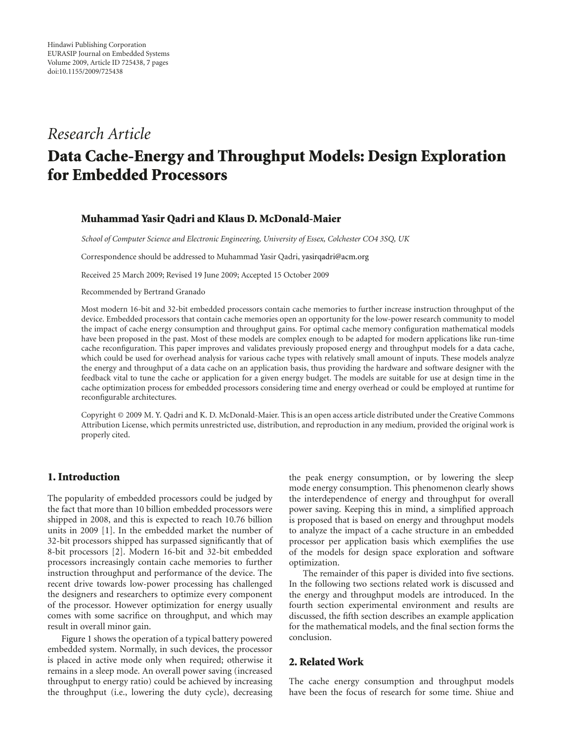Hindawi Publishing Corporation
EURASIP Journal on Embedded Systems
Volume 2009, Article ID 725438, 7 pages
doi:10.1155/2009/725438

*Research Article*

# Data Cache-Energy and Throughput Models: Design Exploration for Embedded Processors

**Muhammad Yasir Qadri and Klaus D. McDonald-Maier**

*School of Computer Science and Electronic Engineering, University of Essex, Colchester CO4 3SQ, UK*

Correspondence should be addressed to Muhammad Yasir Qadri, yasirqadri@acm.org

Received 25 March 2009; Revised 19 June 2009; Accepted 15 October 2009

Recommended by Bertrand Granado

Most modern 16-bit and 32-bit embedded processors contain cache memories to further increase instruction throughput of the device. Embedded processors that contain cache memories open an opportunity for the low-power research community to model the impact of cache energy consumption and throughput gains. For optimal cache memory configuration mathematical models have been proposed in the past. Most of these models are complex enough to be adapted for modern applications like run-time cache reconfiguration. This paper improves and validates previously proposed energy and throughput models for a data cache, which could be used for overhead analysis for various cache types with relatively small amount of inputs. These models analyze the energy and throughput of a data cache on an application basis, thus providing the hardware and software designer with the feedback vital to tune the cache or application for a given energy budget. The models are suitable for use at design time in the cache optimization process for embedded processors considering time and energy overhead or could be employed at runtime for reconfigurable architectures.

Copyright © 2009 M. Y. Qadri and K. D. McDonald-Maier. This is an open access article distributed under the Creative Commons Attribution License, which permits unrestricted use, distribution, and reproduction in any medium, provided the original work is properly cited.

## 1. Introduction

The popularity of embedded processors could be judged by the fact that more than 10 billion embedded processors were shipped in 2008, and this is expected to reach 10.76 billion units in 2009 [1]. In the embedded market the number of 32-bit processors shipped has surpassed significantly that of 8-bit processors [2]. Modern 16-bit and 32-bit embedded processors increasingly contain cache memories to further instruction throughput and performance of the device. The recent drive towards low-power processing has challenged the designers and researchers to optimize every component of the processor. However optimization for energy usually comes with some sacrifice on throughput, and which may result in overall minor gain.

Figure 1 shows the operation of a typical battery powered embedded system. Normally, in such devices, the processor is placed in active mode only when required; otherwise it remains in a sleep mode. An overall power saving (increased throughput to energy ratio) could be achieved by increasing the throughput (i.e., lowering the duty cycle), decreasing the peak energy consumption, or by lowering the sleep mode energy consumption. This phenomenon clearly shows the interdependence of energy and throughput for overall power saving. Keeping this in mind, a simplified approach is proposed that is based on energy and throughput models to analyze the impact of a cache structure in an embedded processor per application basis which exemplifies the use of the models for design space exploration and software optimization.

The remainder of this paper is divided into five sections. In the following two sections related work is discussed and the energy and throughput models are introduced. In the fourth section experimental environment and results are discussed, the fifth section describes an example application for the mathematical models, and the final section forms the conclusion.

## 2. Related Work

The cache energy consumption and throughput models have been the focus of research for some time. Shiue and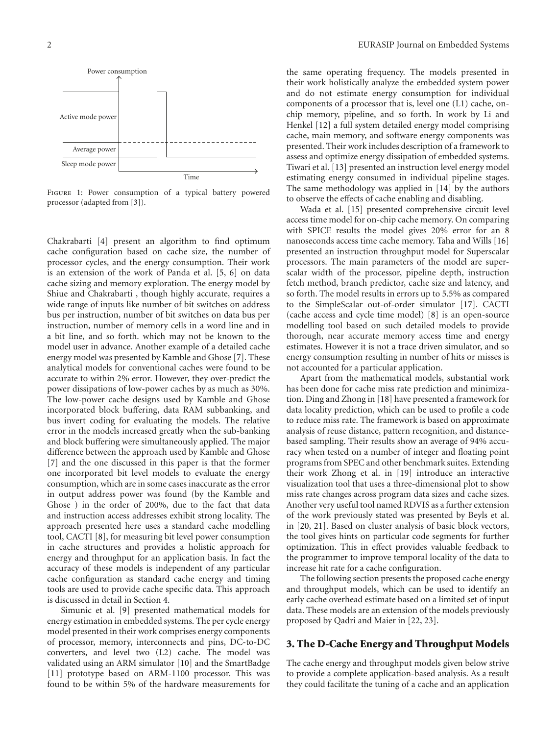Figure 1: Power consumption of a typical battery powered processor (adapted from [3]).

Chakrabarti [4] present an algorithm to find optimum cache configuration based on cache size, the number of processor cycles, and the energy consumption. Their work is an extension of the work of Panda et al. [5, 6] on data cache sizing and memory exploration. The energy model by Shiue and Chakrabarti , though highly accurate, requires a wide range of inputs like number of bit switches on address bus per instruction, number of bit switches on data bus per instruction, number of memory cells in a word line and in a bit line, and so forth. which may not be known to the model user in advance. Another example of a detailed cache energy model was presented by Kamble and Ghose [7]. These analytical models for conventional caches were found to be accurate to within 2% error. However, they over-predict the power dissipations of low-power caches by as much as 30%. The low-power cache designs used by Kamble and Ghose incorporated block buffering, data RAM subbanking, and bus invert coding for evaluating the models. The relative error in the models increased greatly when the sub-banking and block buffering were simultaneously applied. The major difference between the approach used by Kamble and Ghose [7] and the one discussed in this paper is that the former one incorporated bit level models to evaluate the energy consumption, which are in some cases inaccurate as the error in output address power was found (by the Kamble and Ghose ) in the order of 200%, due to the fact that data and instruction access addresses exhibit strong locality. The approach presented here uses a standard cache modelling tool, CACTI [8], for measuring bit level power consumption in cache structures and provides a holistic approach for energy and throughput for an application basis. In fact the accuracy of these models is independent of any particular cache configuration as standard cache energy and timing tools are used to provide cache specific data. This approach is discussed in detail in Section 4.

Simunic et al. [9] presented mathematical models for energy estimation in embedded systems. The per cycle energy model presented in their work comprises energy components of processor, memory, interconnects and pins, DC-to-DC converters, and level two (L2) cache. The model was validated using an ARM simulator [10] and the SmartBadge [11] prototype based on ARM-1100 processor. This was found to be within 5% of the hardware measurements for the same operating frequency. The models presented in their work holistically analyze the embedded system power and do not estimate energy consumption for individual components of a processor that is, level one (L1) cache, on-chip memory, pipeline, and so forth. In work by Li and Henkel [12] a full system detailed energy model comprising cache, main memory, and software energy components was presented. Their work includes description of a framework to assess and optimize energy dissipation of embedded systems. Tiwari et al. [13] presented an instruction level energy model estimating energy consumed in individual pipeline stages. The same methodology was applied in [14] by the authors to observe the effects of cache enabling and disabling.

Wada et al. [15] presented comprehensive circuit level access time model for on-chip cache memory. On comparing with SPICE results the model gives 20% error for an 8 nanoseconds access time cache memory. Taha and Wills [16] presented an instruction throughput model for Superscalar processors. The main parameters of the model are superscalar width of the processor, pipeline depth, instruction fetch method, branch predictor, cache size and latency, and so forth. The model results in errors up to 5.5% as compared to the SimpleScalar out-of-order simulator [17]. CACTI (cache access and cycle time model) [8] is an open-source modelling tool based on such detailed models to provide thorough, near accurate memory access time and energy estimates. However it is not a trace driven simulator, and so energy consumption resulting in number of hits or misses is not accounted for a particular application.

Apart from the mathematical models, substantial work has been done for cache miss rate prediction and minimization. Ding and Zhong in [18] have presented a framework for data locality prediction, which can be used to profile a code to reduce miss rate. The framework is based on approximate analysis of reuse distance, pattern recognition, and distance-based sampling. Their results show an average of 94% accuracy when tested on a number of integer and floating point programs from SPEC and other benchmark suites. Extending their work Zhong et al. in [19] introduce an interactive visualization tool that uses a three-dimensional plot to show miss rate changes across program data sizes and cache sizes. Another very useful tool named RDVIS as a further extension of the work previously stated was presented by Beyls et al. in [20, 21]. Based on cluster analysis of basic block vectors, the tool gives hints on particular code segments for further optimization. This in effect provides valuable feedback to the programmer to improve temporal locality of the data to increase hit rate for a cache configuration.

The following section presents the proposed cache energy and throughput models, which can be used to identify an early cache overhead estimate based on a limited set of input data. These models are an extension of the models previously proposed by Qadri and Maier in [22, 23].

## 3. The D-Cache Energy and Throughput Models

The cache energy and throughput models given below strive to provide a complete application-based analysis. As a result they could facilitate the tuning of a cache and an application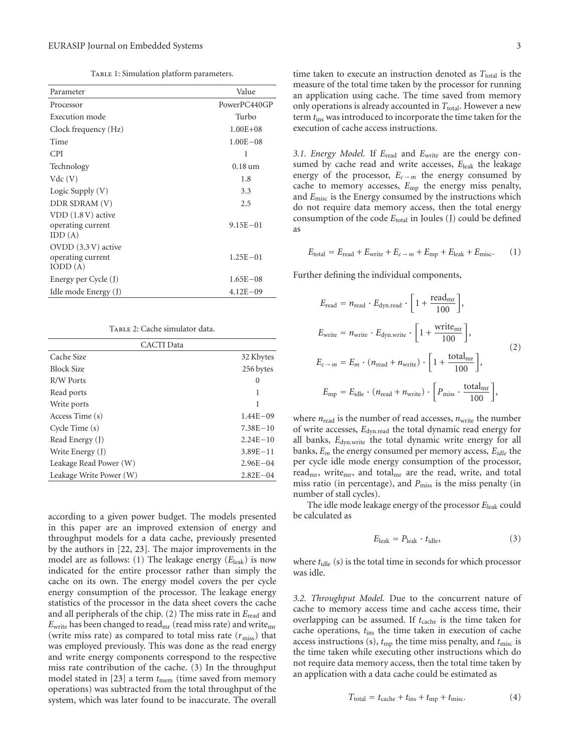Table 1: Simulation platform parameters.

| Parameter | Value |
|---|---|
| Processor | PowerPC440GP |
| Execution mode | Turbo |
| Clock frequency (Hz) | 1.00E+08 |
| Time | 1.00E−08 |
| CPI | 1 |
| Technology | 0.18 um |
| Vdc (V) | 1.8 |
| Logic Supply (V) | 3.3 |
| DDR SDRAM (V) | 2.5 |
| VDD (1.8 V) active operating current IDD (A) | 9.15E−01 |
| OVDD (3.3 V) active operating current IODD (A) | 1.25E−01 |
| Energy per Cycle (J) | 1.65E−08 |
| Idle mode Energy (J) | 4.12E−09 |

Table 2: Cache simulator data.

| CACTI Data | |
|---|---|
| Cache Size | 32 Kbytes |
| Block Size | 256 bytes |
| R/W Ports | 0 |
| Read ports | 1 |
| Write ports | 1 |
| Access Time (s) | 1.44E−09 |
| Cycle Time (s) | 7.38E−10 |
| Read Energy (J) | 2.24E−10 |
| Write Energy (J) | 3.89E−11 |
| Leakage Read Power (W) | 2.96E−04 |
| Leakage Write Power (W) | 2.82E−04 |

according to a given power budget. The models presented in this paper are an improved extension of energy and throughput models for a data cache, previously presented by the authors in [22, 23]. The major improvements in the model are as follows: (1) The leakage energy ($E_{\text{leak}}$) is now indicated for the entire processor rather than simply the cache on its own. The energy model covers the per cycle energy consumption of the processor. The leakage energy statistics of the processor in the data sheet covers the cache and all peripherals of the chip. (2) The miss rate in $E_{\text{read}}$ and $E_{\text{write}}$ has been changed to $\text{read}_{\text{mr}}$ (read miss rate) and $\text{write}_{\text{mr}}$ (write miss rate) as compared to total miss rate ($r_{\text{miss}}$) that was employed previously. This was done as the read energy and write energy components correspond to the respective miss rate contribution of the cache. (3) In the throughput model stated in [23] a term $t_{\text{mem}}$ (time saved from memory operations) was subtracted from the total throughput of the system, which was later found to be inaccurate. The overall time taken to execute an instruction denoted as $T_{\text{total}}$ is the measure of the total time taken by the processor for running an application using cache. The time saved from memory only operations is already accounted in $T_{\text{total}}$. However a new term $t_{\text{ins}}$ was introduced to incorporate the time taken for the execution of cache access instructions.

*3.1. Energy Model.* If $E_{\text{read}}$ and $E_{\text{write}}$ are the energy consumed by cache read and write accesses, $E_{\text{leak}}$ the leakage energy of the processor, $E_{c\to m}$ the energy consumed by cache to memory accesses, $E_{\text{mp}}$ the energy miss penalty, and $E_{\text{misc}}$ is the Energy consumed by the instructions which do not require data memory access, then the total energy consumption of the code $E_{\text{total}}$ in Joules (J) could be defined as

$$E_{\text{total}} = E_{\text{read}} + E_{\text{write}} + E_{c\to m} + E_{\text{mp}} + E_{\text{leak}} + E_{\text{misc}}. \quad (1)$$

Further defining the individual components,

$$
\begin{aligned}
E_{\text{read}} &= n_{\text{read}} \cdot E_{\text{dyn.read}} \cdot \left[1 + \frac{\text{read}_{\text{mr}}}{100}\right], \\
E_{\text{write}} &= n_{\text{write}} \cdot E_{\text{dyn.write}} \cdot \left[1 + \frac{\text{write}_{\text{mr}}}{100}\right], \\
E_{c\to m} &= E_m \cdot (n_{\text{read}} + n_{\text{write}}) \cdot \left[1 + \frac{\text{total}_{\text{mr}}}{100}\right], \\
E_{\text{mp}} &= E_{\text{idle}} \cdot (n_{\text{read}} + n_{\text{write}}) \cdot \left[P_{\text{miss}} \cdot \frac{\text{total}_{\text{mr}}}{100}\right],
\end{aligned}
\quad (2)
$$

where $n_{\text{read}}$ is the number of read accesses, $n_{\text{write}}$ the number of write accesses, $E_{\text{dyn.read}}$ the total dynamic read energy for all banks, $E_{\text{dyn.write}}$ the total dynamic write energy for all banks, $E_m$ the energy consumed per memory access, $E_{idle}$ the per cycle idle mode energy consumption of the processor, $\text{read}_{\text{mr}}$, $\text{write}_{\text{mr}}$, and $\text{total}_{\text{mr}}$ are the read, write, and total miss ratio (in percentage), and $P_{\text{miss}}$ is the miss penalty (in number of stall cycles).

The idle mode leakage energy of the processor $E_{\text{leak}}$ could be calculated as

$$E_{\text{leak}} = P_{\text{leak}} \cdot t_{\text{idle}}, \quad (3)$$

where $t_{\text{idle}}$ (s) is the total time in seconds for which processor was idle.

*3.2. Throughput Model.* Due to the concurrent nature of cache to memory access time and cache access time, their overlapping can be assumed. If $t_{\text{cache}}$ is the time taken for cache operations, $t_{\text{ins}}$ the time taken in execution of cache access instructions (s), $t_{\text{mp}}$ the time miss penalty, and $t_{\text{misc}}$ is the time taken while executing other instructions which do not require data memory access, then the total time taken by an application with a data cache could be estimated as

$$T_{\text{total}} = t_{\text{cache}} + t_{\text{ins}} + t_{\text{mp}} + t_{\text{misc}}. \quad (4)$$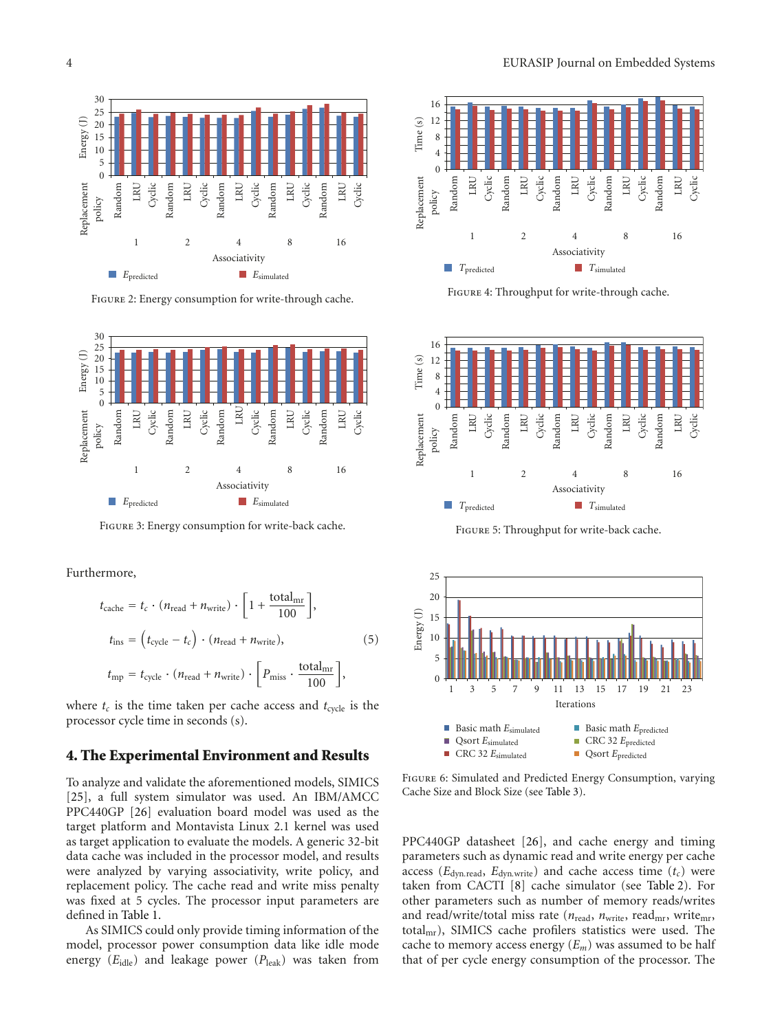30
25
20
15
10
5
0

Energy (J)

Replacement policy

Random LRU Cyclic Random LRU Cyclic Random LRU Cyclic Random LRU Cyclic Random LRU Cyclic

1 2 4 8 16

Associativity

$E_{\text{predicted}}$ $E_{\text{simulated}}$

Figure 2: Energy consumption for write-through cache.

30
25
20
15
10
5
0

Energy (J)

Replacement policy

Random LRU Cyclic Random LRU Cyclic Random LRU Cyclic Random LRU Cyclic Random LRU Cyclic

1 2 4 8 16

Associativity

$E_{\text{predicted}}$ $E_{\text{simulated}}$

Figure 3: Energy consumption for write-back cache.

Furthermore,

$$t_{\text{cache}} = t_c \cdot (n_{\text{read}} + n_{\text{write}}) \cdot \left[1 + \frac{\text{total}_{\text{mr}}}{100}\right],$$

$$t_{\text{ins}} = \left(t_{\text{cycle}} - t_c\right) \cdot (n_{\text{read}} + n_{\text{write}}), \tag{5}$$

$$t_{\text{mp}} = t_{\text{cycle}} \cdot (n_{\text{read}} + n_{\text{write}}) \cdot \left[P_{\text{miss}} \cdot \frac{\text{total}_{\text{mr}}}{100}\right],$$

where $t_c$ is the time taken per cache access and $t_{\text{cycle}}$ is the processor cycle time in seconds (s).

## 4. The Experimental Environment and Results

To analyze and validate the aforementioned models, SIMICS [25], a full system simulator was used. An IBM/AMCC PPC440GP [26] evaluation board model was used as the target platform and Montavista Linux 2.1 kernel was used as target application to evaluate the models. A generic 32-bit data cache was included in the processor model, and results were analyzed by varying associativity, write policy, and replacement policy. The cache read and write miss penalty was fixed at 5 cycles. The processor input parameters are defined in Table 1.

As SIMICS could only provide timing information of the model, processor power consumption data like idle mode energy ($E_{\text{idle}}$) and leakage power ($P_{\text{leak}}$) was taken from PPC440GP datasheet [26], and cache energy and timing parameters such as dynamic read and write energy per cache access ($E_{\text{dyn.read}}$, $E_{\text{dyn.write}}$) and cache access time ($t_c$) were taken from CACTI [8] cache simulator (see Table 2). For other parameters such as number of memory reads/writes and read/write/total miss rate ($n_{\text{read}}$, $n_{\text{write}}$, $\text{read}_{\text{mr}}$, $\text{write}_{\text{mr}}$, $\text{total}_{\text{mr}}$), SIMICS cache profilers statistics were used. The cache to memory access energy ($E_m$) was assumed to be half that of per cycle energy consumption of the processor. The

16
12
8
4
0

Time (s)

Replacement policy

Random LRU Cyclic Random LRU Cyclic Random LRU Cyclic Random LRU Cyclic Random LRU Cyclic

1 2 4 8 16

Associativity

$T_{\text{predicted}}$ $T_{\text{simulated}}$

Figure 4: Throughput for write-through cache.

16
12
8
4
0

Time (s)

Replacement policy

Random LRU Cyclic Random LRU Cyclic Random LRU Cyclic Random LRU Cyclic Random LRU Cyclic

1 2 4 8 16

Associativity

$T_{\text{predicted}}$ $T_{\text{simulated}}$

Figure 5: Throughput for write-back cache.

25
20
15
10
5
0

Energy (J)

1 3 5 7 9 11 13 15 17 19 21 23

Iterations

Basic math $E_{\text{simulated}}$
Qsort $E_{\text{simulated}}$
CRC 32 $E_{\text{simulated}}$
Basic math $E_{\text{predicted}}$
CRC 32 $E_{\text{predicted}}$
Qsort $E_{\text{predicted}}$

Figure 6: Simulated and Predicted Energy Consumption, varying Cache Size and Block Size (see Table 3).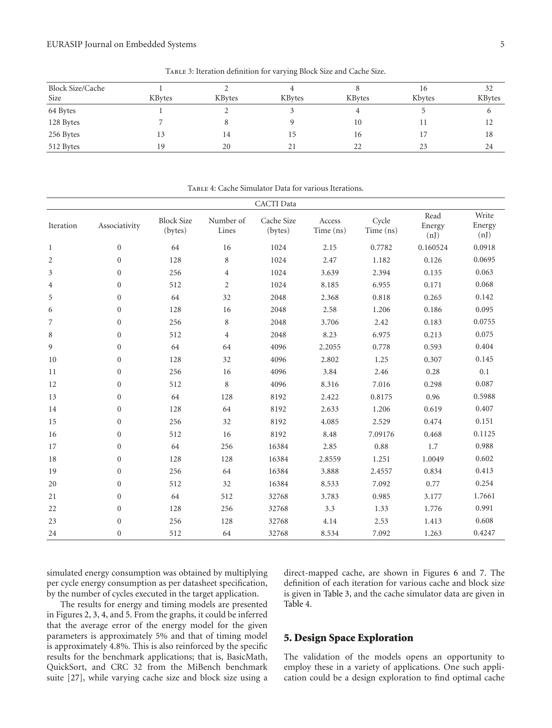Table 3: Iteration definition for varying Block Size and Cache Size.

| Block Size/Cache Size | 1 KBytes | 2 KBytes | 4 KBytes | 8 KBytes | 16 Kbytes | 32 KBytes |
|---|---|---|---|---|---|---|
| 64 Bytes | 1 | 2 | 3 | 4 | 5 | 6 |
| 128 Bytes | 7 | 8 | 9 | 10 | 11 | 12 |
| 256 Bytes | 13 | 14 | 15 | 16 | 17 | 18 |
| 512 Bytes | 19 | 20 | 21 | 22 | 23 | 24 |

Table 4: Cache Simulator Data for various Iterations.

| CACTI Data | | | | | | | | |
|---|---|---|---|---|---|---|---|---|
| Iteration | Associativity | Block Size (bytes) | Number of Lines | Cache Size (bytes) | Access Time (ns) | Cycle Time (ns) | Read Energy (nJ) | Write Energy (nJ) |
| 1 | 0 | 64 | 16 | 1024 | 2.15 | 0.7782 | 0.160524 | 0.0918 |
| 2 | 0 | 128 | 8 | 1024 | 2.47 | 1.182 | 0.126 | 0.0695 |
| 3 | 0 | 256 | 4 | 1024 | 3.639 | 2.394 | 0.135 | 0.063 |
| 4 | 0 | 512 | 2 | 1024 | 8.185 | 6.955 | 0.171 | 0.068 |
| 5 | 0 | 64 | 32 | 2048 | 2.368 | 0.818 | 0.265 | 0.142 |
| 6 | 0 | 128 | 16 | 2048 | 2.58 | 1.206 | 0.186 | 0.095 |
| 7 | 0 | 256 | 8 | 2048 | 3.706 | 2.42 | 0.183 | 0.0755 |
| 8 | 0 | 512 | 4 | 2048 | 8.23 | 6.975 | 0.213 | 0.075 |
| 9 | 0 | 64 | 64 | 4096 | 2.2055 | 0.778 | 0.593 | 0.404 |
| 10 | 0 | 128 | 32 | 4096 | 2.802 | 1.25 | 0.307 | 0.145 |
| 11 | 0 | 256 | 16 | 4096 | 3.84 | 2.46 | 0.28 | 0.1 |
| 12 | 0 | 512 | 8 | 4096 | 8.316 | 7.016 | 0.298 | 0.087 |
| 13 | 0 | 64 | 128 | 8192 | 2.422 | 0.8175 | 0.96 | 0.5988 |
| 14 | 0 | 128 | 64 | 8192 | 2.633 | 1.206 | 0.619 | 0.407 |
| 15 | 0 | 256 | 32 | 8192 | 4.085 | 2.529 | 0.474 | 0.151 |
| 16 | 0 | 512 | 16 | 8192 | 8.48 | 7.09176 | 0.468 | 0.1125 |
| 17 | 0 | 64 | 256 | 16384 | 2.85 | 0.88 | 1.7 | 0.988 |
| 18 | 0 | 128 | 128 | 16384 | 2.8559 | 1.251 | 1.0049 | 0.602 |
| 19 | 0 | 256 | 64 | 16384 | 3.888 | 2.4557 | 0.834 | 0.413 |
| 20 | 0 | 512 | 32 | 16384 | 8.533 | 7.092 | 0.77 | 0.254 |
| 21 | 0 | 64 | 512 | 32768 | 3.783 | 0.985 | 3.177 | 1.7661 |
| 22 | 0 | 128 | 256 | 32768 | 3.3 | 1.33 | 1.776 | 0.991 |
| 23 | 0 | 256 | 128 | 32768 | 4.14 | 2.53 | 1.413 | 0.608 |
| 24 | 0 | 512 | 64 | 32768 | 8.534 | 7.092 | 1.263 | 0.4247 |

simulated energy consumption was obtained by multiplying per cycle energy consumption as per datasheet specification, by the number of cycles executed in the target application.

The results for energy and timing models are presented in Figures 2, 3, 4, and 5. From the graphs, it could be inferred that the average error of the energy model for the given parameters is approximately 5% and that of timing model is approximately 4.8%. This is also reinforced by the specific results for the benchmark applications; that is, BasicMath, QuickSort, and CRC 32 from the MiBench benchmark suite [27], while varying cache size and block size using a direct-mapped cache, are shown in Figures 6 and 7. The definition of each iteration for various cache and block size is given in Table 3, and the cache simulator data are given in Table 4.

## 5. Design Space Exploration

The validation of the models opens an opportunity to employ these in a variety of applications. One such application could be a design exploration to find optimal cache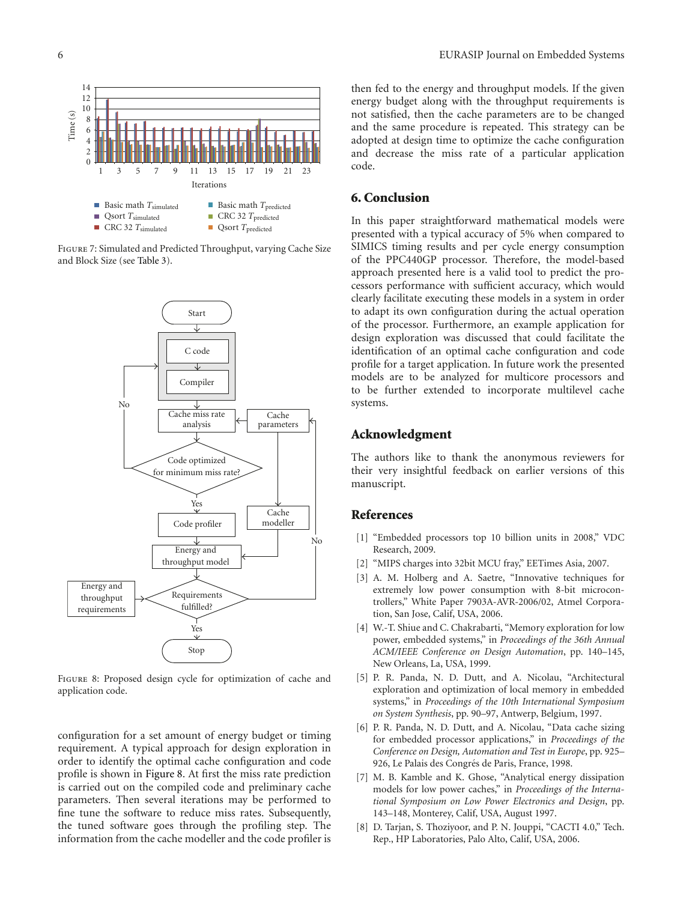14
12
10
8
6
4
2
0

Time (s)

1 3 5 7 9 11 13 15 17 19 21 23

Iterations

Basic math $T_{simulated}$
Qsort $T_{simulated}$
CRC 32 $T_{simulated}$
Basic math $T_{predicted}$
CRC 32 $T_{predicted}$
Qsort $T_{predicted}$

Figure 7: Simulated and Predicted Throughput, varying Cache Size and Block Size (see Table 3).

Start
C code
Compiler
No
Cache miss rate analysis
Cache parameters
Code optimized for minimum miss rate?
Yes
Code profiler
Cache modeller
No
Energy and throughput model
Energy and throughput requirements
Requirements fulfilled?
Yes
Stop

Figure 8: Proposed design cycle for optimization of cache and application code.

configuration for a set amount of energy budget or timing requirement. A typical approach for design exploration in order to identify the optimal cache configuration and code profile is shown in Figure 8. At first the miss rate prediction is carried out on the compiled code and preliminary cache parameters. Then several iterations may be performed to fine tune the software to reduce miss rates. Subsequently, the tuned software goes through the profiling step. The information from the cache modeller and the code profiler is then fed to the energy and throughput models. If the given energy budget along with the throughput requirements is not satisfied, then the cache parameters are to be changed and the same procedure is repeated. This strategy can be adopted at design time to optimize the cache configuration and decrease the miss rate of a particular application code.

## 6. Conclusion

In this paper straightforward mathematical models were presented with a typical accuracy of 5% when compared to SIMICS timing results and per cycle energy consumption of the PPC440GP processor. Therefore, the model-based approach presented here is a valid tool to predict the processors performance with sufficient accuracy, which would clearly facilitate executing these models in a system in order to adapt its own configuration during the actual operation of the processor. Furthermore, an example application for design exploration was discussed that could facilitate the identification of an optimal cache configuration and code profile for a target application. In future work the presented models are to be analyzed for multicore processors and to be further extended to incorporate multilevel cache systems.

## Acknowledgment

The authors like to thank the anonymous reviewers for their very insightful feedback on earlier versions of this manuscript.

## References

[1] "Embedded processors top 10 billion units in 2008," VDC Research, 2009.

[2] "MIPS charges into 32bit MCU fray," EETimes Asia, 2007.

[3] A. M. Holberg and A. Saetre, "Innovative techniques for extremely low power consumption with 8-bit microcontrollers," White Paper 7903A-AVR-2006/02, Atmel Corporation, San Jose, Calif, USA, 2006.

[4] W.-T. Shiue and C. Chakrabarti, "Memory exploration for low power, embedded systems," in *Proceedings of the 36th Annual ACM/IEEE Conference on Design Automation*, pp. 140–145, New Orleans, La, USA, 1999.

[5] P. R. Panda, N. D. Dutt, and A. Nicolau, "Architectural exploration and optimization of local memory in embedded systems," in *Proceedings of the 10th International Symposium on System Synthesis*, pp. 90–97, Antwerp, Belgium, 1997.

[6] P. R. Panda, N. D. Dutt, and A. Nicolau, "Data cache sizing for embedded processor applications," in *Proceedings of the Conference on Design, Automation and Test in Europe*, pp. 925–926, Le Palais des Congrés de Paris, France, 1998.

[7] M. B. Kamble and K. Ghose, "Analytical energy dissipation models for low power caches," in *Proceedings of the International Symposium on Low Power Electronics and Design*, pp. 143–148, Monterey, Calif, USA, August 1997.

[8] D. Tarjan, S. Thoziyoor, and P. N. Jouppi, "CACTI 4.0," Tech. Rep., HP Laboratories, Palo Alto, Calif, USA, 2006.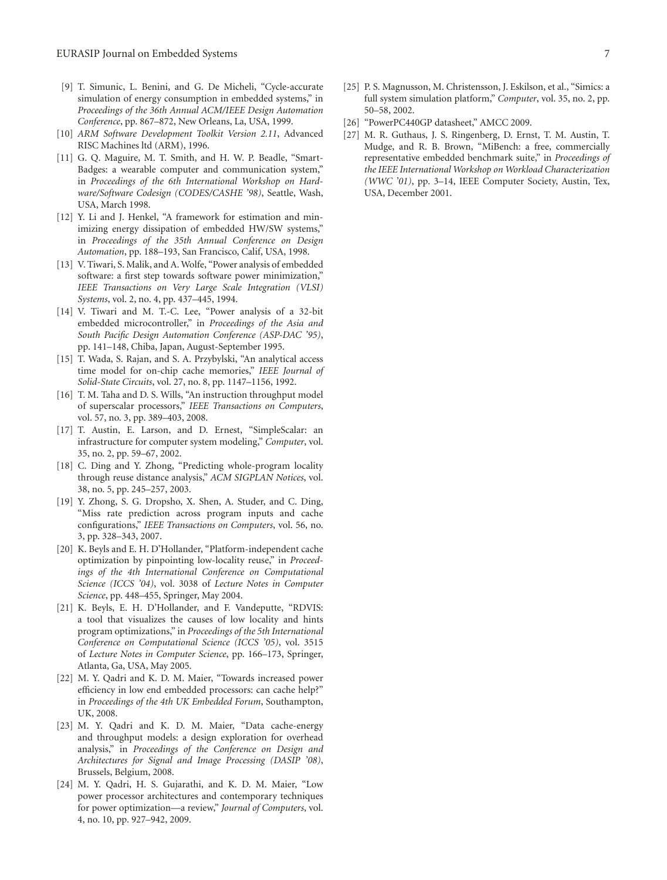[9] T. Simunic, L. Benini, and G. De Micheli, "Cycle-accurate simulation of energy consumption in embedded systems," in *Proceedings of the 36th Annual ACM/IEEE Design Automation Conference*, pp. 867–872, New Orleans, La, USA, 1999.

[10] *ARM Software Development Toolkit Version 2.11*, Advanced RISC Machines ltd (ARM), 1996.

[11] G. Q. Maguire, M. T. Smith, and H. W. P. Beadle, "Smart-Badges: a wearable computer and communication system," in *Proceedings of the 6th International Workshop on Hardware/Software Codesign (CODES/CASHE '98)*, Seattle, Wash, USA, March 1998.

[12] Y. Li and J. Henkel, "A framework for estimation and minimizing energy dissipation of embedded HW/SW systems," in *Proceedings of the 35th Annual Conference on Design Automation*, pp. 188–193, San Francisco, Calif, USA, 1998.

[13] V. Tiwari, S. Malik, and A. Wolfe, "Power analysis of embedded software: a first step towards software power minimization," *IEEE Transactions on Very Large Scale Integration (VLSI) Systems*, vol. 2, no. 4, pp. 437–445, 1994.

[14] V. Tiwari and M. T.-C. Lee, "Power analysis of a 32-bit embedded microcontroller," in *Proceedings of the Asia and South Pacific Design Automation Conference (ASP-DAC '95)*, pp. 141–148, Chiba, Japan, August-September 1995.

[15] T. Wada, S. Rajan, and S. A. Przybylski, "An analytical access time model for on-chip cache memories," *IEEE Journal of Solid-State Circuits*, vol. 27, no. 8, pp. 1147–1156, 1992.

[16] T. M. Taha and D. S. Wills, "An instruction throughput model of superscalar processors," *IEEE Transactions on Computers*, vol. 57, no. 3, pp. 389–403, 2008.

[17] T. Austin, E. Larson, and D. Ernest, "SimpleScalar: an infrastructure for computer system modeling," *Computer*, vol. 35, no. 2, pp. 59–67, 2002.

[18] C. Ding and Y. Zhong, "Predicting whole-program locality through reuse distance analysis," *ACM SIGPLAN Notices*, vol. 38, no. 5, pp. 245–257, 2003.

[19] Y. Zhong, S. G. Dropsho, X. Shen, A. Studer, and C. Ding, "Miss rate prediction across program inputs and cache configurations," *IEEE Transactions on Computers*, vol. 56, no. 3, pp. 328–343, 2007.

[20] K. Beyls and E. H. D'Hollander, "Platform-independent cache optimization by pinpointing low-locality reuse," in *Proceedings of the 4th International Conference on Computational Science (ICCS '04)*, vol. 3038 of *Lecture Notes in Computer Science*, pp. 448–455, Springer, May 2004.

[21] K. Beyls, E. H. D'Hollander, and F. Vandeputte, "RDVIS: a tool that visualizes the causes of low locality and hints program optimizations," in *Proceedings of the 5th International Conference on Computational Science (ICCS '05)*, vol. 3515 of *Lecture Notes in Computer Science*, pp. 166–173, Springer, Atlanta, Ga, USA, May 2005.

[22] M. Y. Qadri and K. D. M. Maier, "Towards increased power efficiency in low end embedded processors: can cache help?" in *Proceedings of the 4th UK Embedded Forum*, Southampton, UK, 2008.

[23] M. Y. Qadri and K. D. M. Maier, "Data cache-energy and throughput models: a design exploration for overhead analysis," in *Proceedings of the Conference on Design and Architectures for Signal and Image Processing (DASIP '08)*, Brussels, Belgium, 2008.

[24] M. Y. Qadri, H. S. Gujarathi, and K. D. M. Maier, "Low power processor architectures and contemporary techniques for power optimization—a review," *Journal of Computers*, vol. 4, no. 10, pp. 927–942, 2009.

[25] P. S. Magnusson, M. Christensson, J. Eskilson, et al., "Simics: a full system simulation platform," *Computer*, vol. 35, no. 2, pp. 50–58, 2002.

[26] "PowerPC440GP datasheet," AMCC 2009.

[27] M. R. Guthaus, J. S. Ringenberg, D. Ernst, T. M. Austin, T. Mudge, and R. B. Brown, "MiBench: a free, commercially representative embedded benchmark suite," in *Proceedings of the IEEE International Workshop on Workload Characterization (WWC '01)*, pp. 3–14, IEEE Computer Society, Austin, Tex, USA, December 2001.